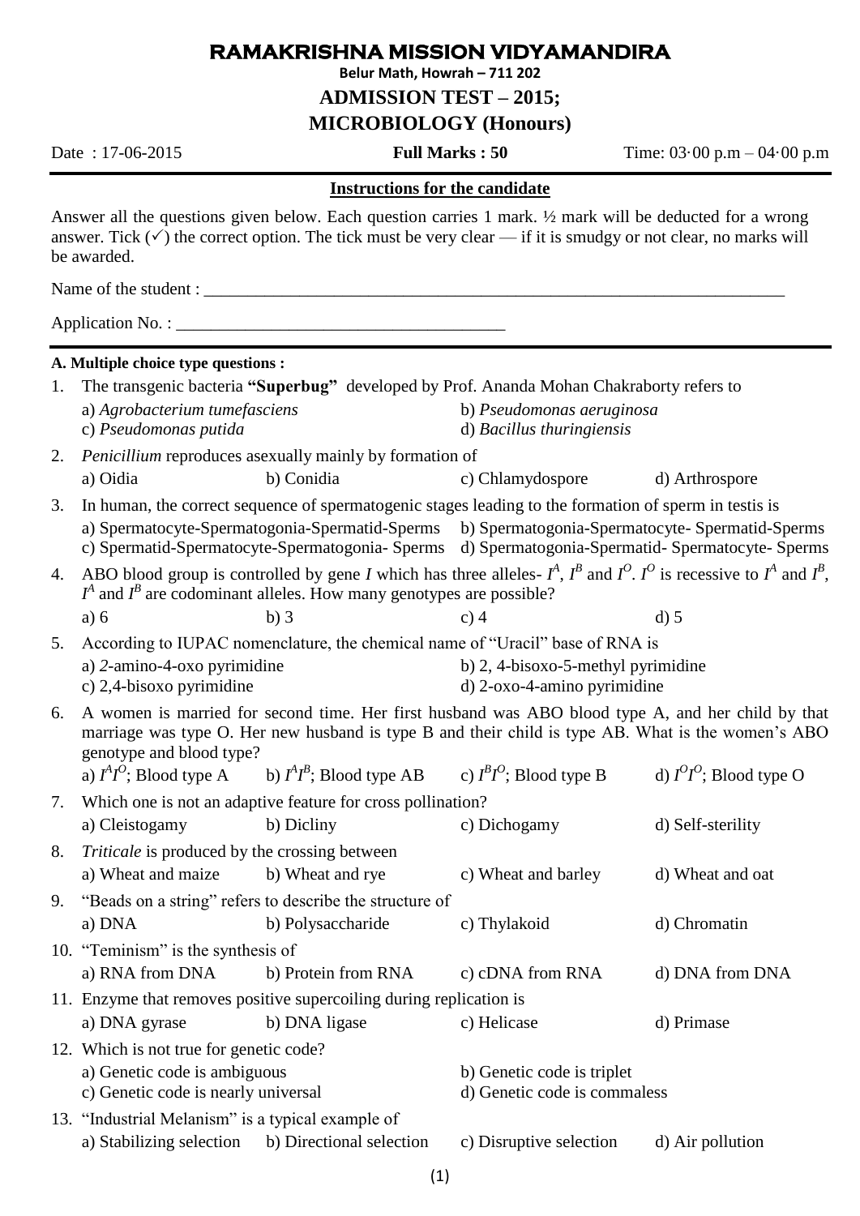# RAMAKRISHNA MISSION VIDYAMANDIRA

**Belur Math, Howrah – 711 202**

## ADMISSION TEST – 2015;

## MICROBIOLOGY (Honours)

Date : 17-06-2015 **Full Marks : 50** Time: 03·00 p.m – 04·00 p.m

**Instructions for the candidate**

Answer all the questions given below. Each question carries 1 mark. ½ mark will be deducted for a wrong answer. Tick (✓) the correct option. The tick must be very clear — if it is smudgy or not clear, no marks will be awarded.

Name of the student : ________________________________________________________________

Application No. : ______________________________________

**A. Multiple choice type questions :**

1. The transgenic bacteria **"Superbug"** developed by Prof. Ananda Mohan Chakraborty refers to
   a) *Agrobacterium tumefasciens* b) *Pseudomonas aeruginosa*
   c) *Pseudomonas putida* d) *Bacillus thuringiensis*

2. *Penicillium* reproduces asexually mainly by formation of
   a) Oidia b) Conidia c) Chlamydospore d) Arthrospore

3. In human, the correct sequence of spermatogenic stages leading to the formation of sperm in testis is
   a) Spermatocyte-Spermatogonia-Spermatid-Sperms b) Spermatogonia-Spermatocyte- Spermatid-Sperms
   c) Spermatid-Spermatocyte-Spermatogonia- Sperms d) Spermatogonia-Spermatid- Spermatocyte- Sperms

4. ABO blood group is controlled by gene *I* which has three alleles- $I^A$, $I^B$ and $I^O$. $I^O$ is recessive to $I^A$ and $I^B$, $I^A$ and $I^B$ are codominant alleles. How many genotypes are possible?
   a) 6 b) 3 c) 4 d) 5

5. According to IUPAC nomenclature, the chemical name of "Uracil" base of RNA is
   a) *2*-amino-4-oxo pyrimidine b) 2, 4-bisoxo-5-methyl pyrimidine
   c) 2,4-bisoxo pyrimidine d) 2-oxo-4-amino pyrimidine

6. A women is married for second time. Her first husband was ABO blood type A, and her child by that marriage was type O. Her new husband is type B and their child is type AB. What is the women's ABO genotype and blood type?
   a) $I^AI^O$; Blood type A b) $I^AI^B$; Blood type AB c) $I^BI^O$; Blood type B d) $I^OI^O$; Blood type O

7. Which one is not an adaptive feature for cross pollination?
   a) Cleistogamy b) Dicliny c) Dichogamy d) Self-sterility

8. *Triticale* is produced by the crossing between
   a) Wheat and maize b) Wheat and rye c) Wheat and barley d) Wheat and oat

9. "Beads on a string" refers to describe the structure of
   a) DNA b) Polysaccharide c) Thylakoid d) Chromatin

10. "Teminism" is the synthesis of
    a) RNA from DNA b) Protein from RNA c) cDNA from RNA d) DNA from DNA

11. Enzyme that removes positive supercoiling during replication is
    a) DNA gyrase b) DNA ligase c) Helicase d) Primase

12. Which is not true for genetic code?
    a) Genetic code is ambiguous b) Genetic code is triplet
    c) Genetic code is nearly universal d) Genetic code is commaless

13. "Industrial Melanism" is a typical example of
    a) Stabilizing selection b) Directional selection c) Disruptive selection d) Air pollution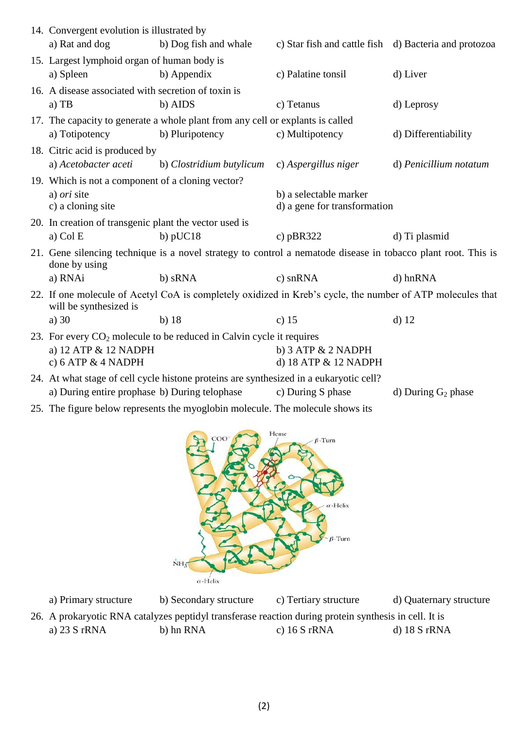14. Convergent evolution is illustrated by
    a) Rat and dog b) Dog fish and whale c) Star fish and cattle fish d) Bacteria and protozoa

15. Largest lymphoid organ of human body is
    a) Spleen b) Appendix c) Palatine tonsil d) Liver

16. A disease associated with secretion of toxin is
    a) TB b) AIDS c) Tetanus d) Leprosy

17. The capacity to generate a whole plant from any cell or explants is called
    a) Totipotency b) Pluripotency c) Multipotency d) Differentiability

18. Citric acid is produced by
    a) *Acetobacter aceti* b) *Clostridium butylicum* c) *Aspergillus niger* d) *Penicillium notatum*

19. Which is not a component of a cloning vector?
    a) *ori* site b) a selectable marker
    c) a cloning site d) a gene for transformation

20. In creation of transgenic plant the vector used is
    a) Col E b) pUC18 c) pBR322 d) Ti plasmid

21. Gene silencing technique is a novel strategy to control a nematode disease in tobacco plant root. This is done by using
    a) RNAi b) sRNA c) snRNA d) hnRNA

22. If one molecule of Acetyl CoA is completely oxidized in Kreb's cycle, the number of ATP molecules that will be synthesized is
    a) 30 b) 18 c) 15 d) 12

23. For every $CO_2$ molecule to be reduced in Calvin cycle it requires
    a) 12 ATP & 12 NADPH b) 3 ATP & 2 NADPH
    c) 6 ATP & 4 NADPH d) 18 ATP & 12 NADPH

24. At what stage of cell cycle histone proteins are synthesized in a eukaryotic cell?
    a) During entire prophase b) During telophase c) During S phase d) During $G_2$ phase

25. The figure below represents the myoglobin molecule. The molecule shows its

    a) Primary structure b) Secondary structure c) Tertiary structure d) Quaternary structure

26. A prokaryotic RNA catalyzes peptidyl transferase reaction during protein synthesis in cell. It is
    a) 23 S rRNA b) hn RNA c) 16 S rRNA d) 18 S rRNA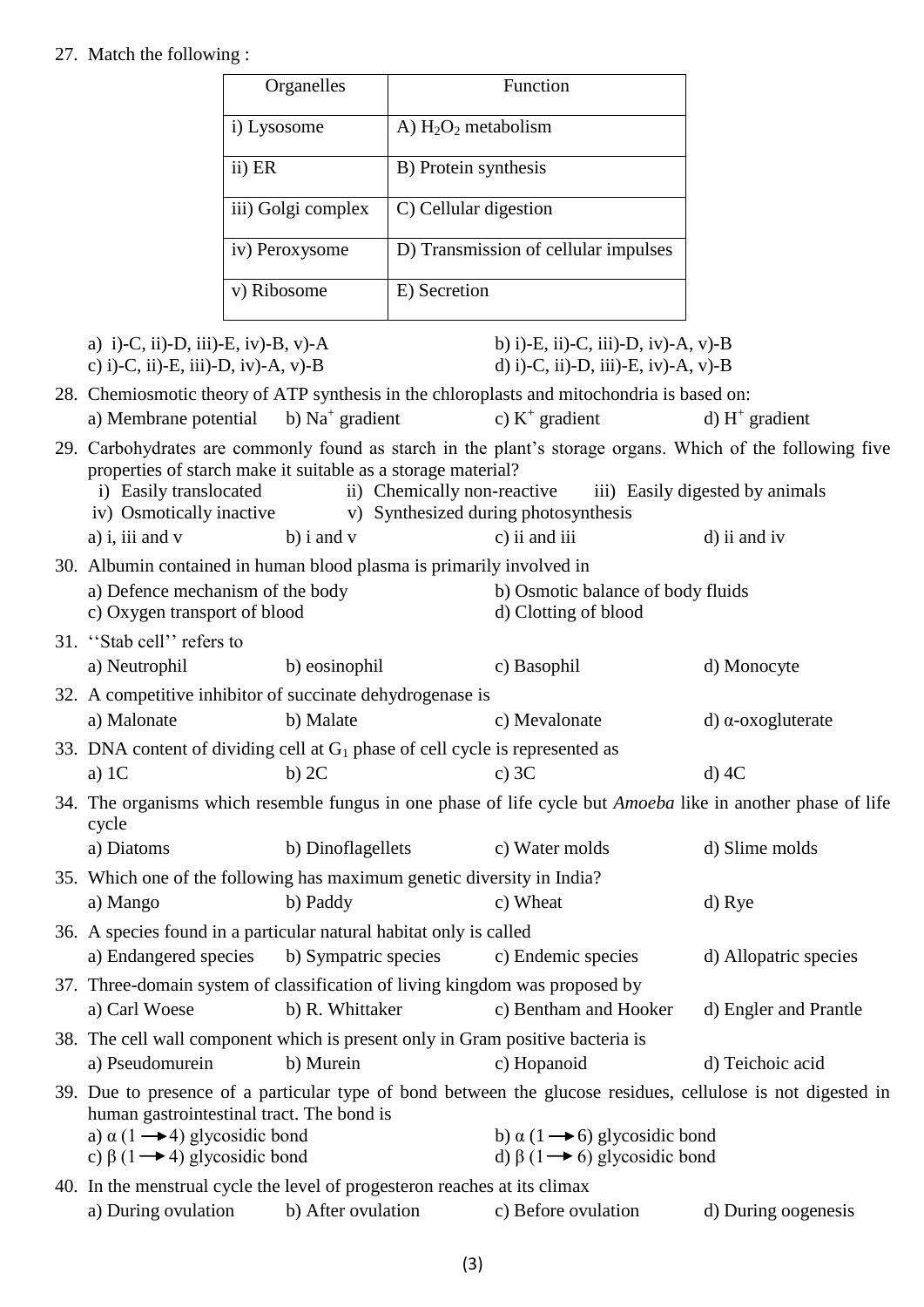27. Match the following :

| Organelles | Function |
|---|---|
| i) Lysosome | A) $H_2O_2$ metabolism |
| ii) ER | B) Protein synthesis |
| iii) Golgi complex | C) Cellular digestion |
| iv) Peroxysome | D) Transmission of cellular impulses |
| v) Ribosome | E) Secretion |

a) i)-C, ii)-D, iii)-E, iv)-B, v)-A
b) i)-E, ii)-C, iii)-D, iv)-A, v)-B
c) i)-C, ii)-E, iii)-D, iv)-A, v)-B
d) i)-C, ii)-D, iii)-E, iv)-A, v)-B

28. Chemiosmotic theory of ATP synthesis in the chloroplasts and mitochondria is based on:
a) Membrane potential b) $Na^+$ gradient c) $K^+$ gradient d) $H^+$ gradient

29. Carbohydrates are commonly found as starch in the plant's storage organs. Which of the following five properties of starch make it suitable as a storage material?
i) Easily translocated ii) Chemically non-reactive iii) Easily digested by animals
iv) Osmotically inactive v) Synthesized during photosynthesis
a) i, iii and v b) i and v c) ii and iii d) ii and iv

30. Albumin contained in human blood plasma is primarily involved in
a) Defence mechanism of the body
b) Osmotic balance of body fluids
c) Oxygen transport of blood
d) Clotting of blood

31. ''Stab cell'' refers to
a) Neutrophil b) eosinophil c) Basophil d) Monocyte

32. A competitive inhibitor of succinate dehydrogenase is
a) Malonate b) Malate c) Mevalonate d) α-oxogluterate

33. DNA content of dividing cell at $G_1$ phase of cell cycle is represented as
a) 1C b) 2C c) 3C d) 4C

34. The organisms which resemble fungus in one phase of life cycle but *Amoeba* like in another phase of life cycle
a) Diatoms b) Dinoflagellets c) Water molds d) Slime molds

35. Which one of the following has maximum genetic diversity in India?
a) Mango b) Paddy c) Wheat d) Rye

36. A species found in a particular natural habitat only is called
a) Endangered species b) Sympatric species c) Endemic species d) Allopatric species

37. Three-domain system of classification of living kingdom was proposed by
a) Carl Woese b) R. Whittaker c) Bentham and Hooker d) Engler and Prantle

38. The cell wall component which is present only in Gram positive bacteria is
a) Pseudomurein b) Murein c) Hopanoid d) Teichoic acid

39. Due to presence of a particular type of bond between the glucose residues, cellulose is not digested in human gastrointestinal tract. The bond is
a) $\alpha$ ($1 \rightarrow 4$) glycosidic bond
b) $\alpha$ ($1 \rightarrow 6$) glycosidic bond
c) $\beta$ ($1 \rightarrow 4$) glycosidic bond
d) $\beta$ ($1 \rightarrow 6$) glycosidic bond

40. In the menstrual cycle the level of progesteron reaches at its climax
a) During ovulation b) After ovulation c) Before ovulation d) During oogenesis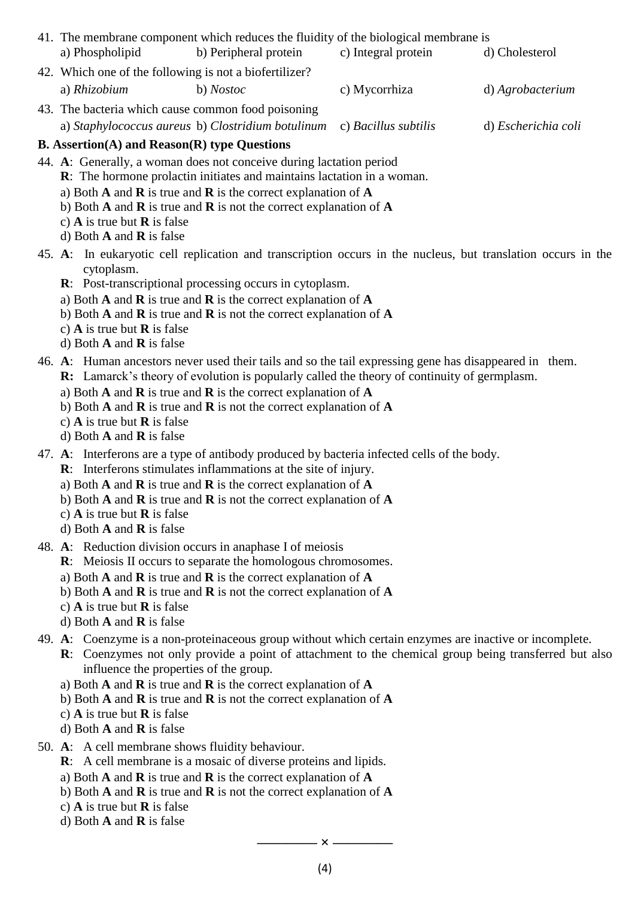41. The membrane component which reduces the fluidity of the biological membrane is
    a) Phospholipid b) Peripheral protein c) Integral protein d) Cholesterol

42. Which one of the following is not a biofertilizer?
    a) *Rhizobium* b) *Nostoc* c) Mycorrhiza d) *Agrobacterium*

43. The bacteria which cause common food poisoning
    a) *Staphylococcus aureus* b) *Clostridium botulinum* c) *Bacillus subtilis* d) *Escherichia coli*

**B. Assertion(A) and Reason(R) type Questions**

44. **A**: Generally, a woman does not conceive during lactation period
    **R**: The hormone prolactin initiates and maintains lactation in a woman.
    a) Both **A** and **R** is true and **R** is the correct explanation of **A**
    b) Both **A** and **R** is true and **R** is not the correct explanation of **A**
    c) **A** is true but **R** is false
    d) Both **A** and **R** is false

45. **A**: In eukaryotic cell replication and transcription occurs in the nucleus, but translation occurs in the cytoplasm.
    **R**: Post-transcriptional processing occurs in cytoplasm.
    a) Both **A** and **R** is true and **R** is the correct explanation of **A**
    b) Both **A** and **R** is true and **R** is not the correct explanation of **A**
    c) **A** is true but **R** is false
    d) Both **A** and **R** is false

46. **A**: Human ancestors never used their tails and so the tail expressing gene has disappeared in them.
    **R:** Lamarck's theory of evolution is popularly called the theory of continuity of germplasm.
    a) Both **A** and **R** is true and **R** is the correct explanation of **A**
    b) Both **A** and **R** is true and **R** is not the correct explanation of **A**
    c) **A** is true but **R** is false
    d) Both **A** and **R** is false

47. **A**: Interferons are a type of antibody produced by bacteria infected cells of the body.
    **R**: Interferons stimulates inflammations at the site of injury.
    a) Both **A** and **R** is true and **R** is the correct explanation of **A**
    b) Both **A** and **R** is true and **R** is not the correct explanation of **A**
    c) **A** is true but **R** is false
    d) Both **A** and **R** is false

48. **A**: Reduction division occurs in anaphase I of meiosis
    **R**: Meiosis II occurs to separate the homologous chromosomes.
    a) Both **A** and **R** is true and **R** is the correct explanation of **A**
    b) Both **A** and **R** is true and **R** is not the correct explanation of **A**
    c) **A** is true but **R** is false
    d) Both **A** and **R** is false

49. **A**: Coenzyme is a non-proteinaceous group without which certain enzymes are inactive or incomplete.
    **R**: Coenzymes not only provide a point of attachment to the chemical group being transferred but also influence the properties of the group.
    a) Both **A** and **R** is true and **R** is the correct explanation of **A**
    b) Both **A** and **R** is true and **R** is not the correct explanation of **A**
    c) **A** is true but **R** is false
    d) Both **A** and **R** is false

50. **A**: A cell membrane shows fluidity behaviour.
    **R**: A cell membrane is a mosaic of diverse proteins and lipids.
    a) Both **A** and **R** is true and **R** is the correct explanation of **A**
    b) Both **A** and **R** is true and **R** is not the correct explanation of **A**
    c) **A** is true but **R** is false
    d) Both **A** and **R** is false

———— × ————